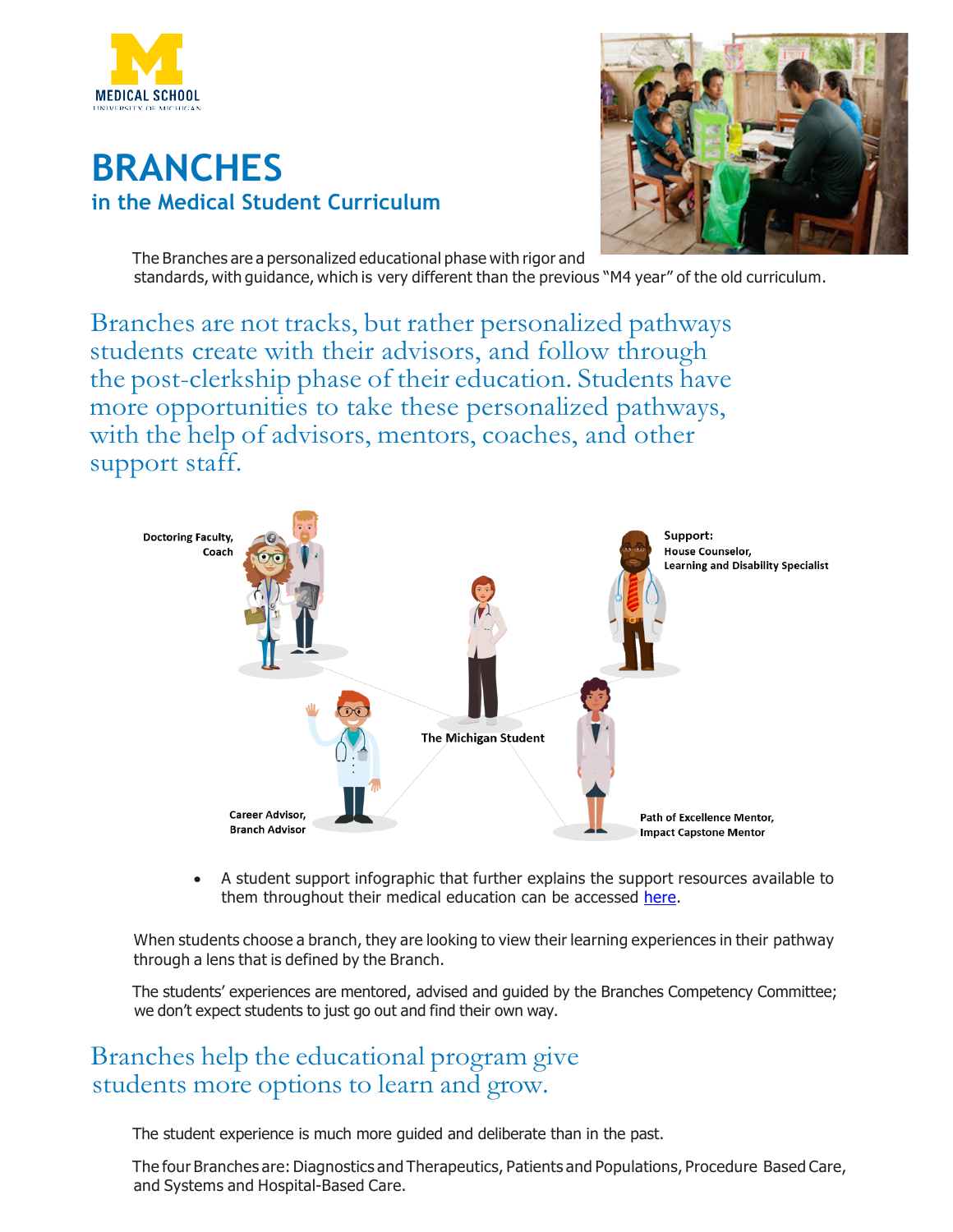MEDICAL SCHOOL
UNIVERSITY OF MICHIGAN

# BRANCHES

## in the Medical Student Curriculum

The Branches are a personalized educational phase with rigor and standards, with guidance, which is very different than the previous "M4 year" of the old curriculum.

Branches are not tracks, but rather personalized pathways students create with their advisors, and follow through the post-clerkship phase of their education. Students have more opportunities to take these personalized pathways, with the help of advisors, mentors, coaches, and other support staff.

Doctoring Faculty, Coach

Support: House Counselor, Learning and Disability Specialist

The Michigan Student

Career Advisor, Branch Advisor

Path of Excellence Mentor, Impact Capstone Mentor

- A student support infographic that further explains the support resources available to them throughout their medical education can be accessed here.

When students choose a branch, they are looking to view their learning experiences in their pathway through a lens that is defined by the Branch.

The students' experiences are mentored, advised and guided by the Branches Competency Committee; we don't expect students to just go out and find their own way.

Branches help the educational program give students more options to learn and grow.

The student experience is much more guided and deliberate than in the past.

The four Branches are: Diagnostics and Therapeutics, Patients and Populations, Procedure Based Care, and Systems and Hospital-Based Care.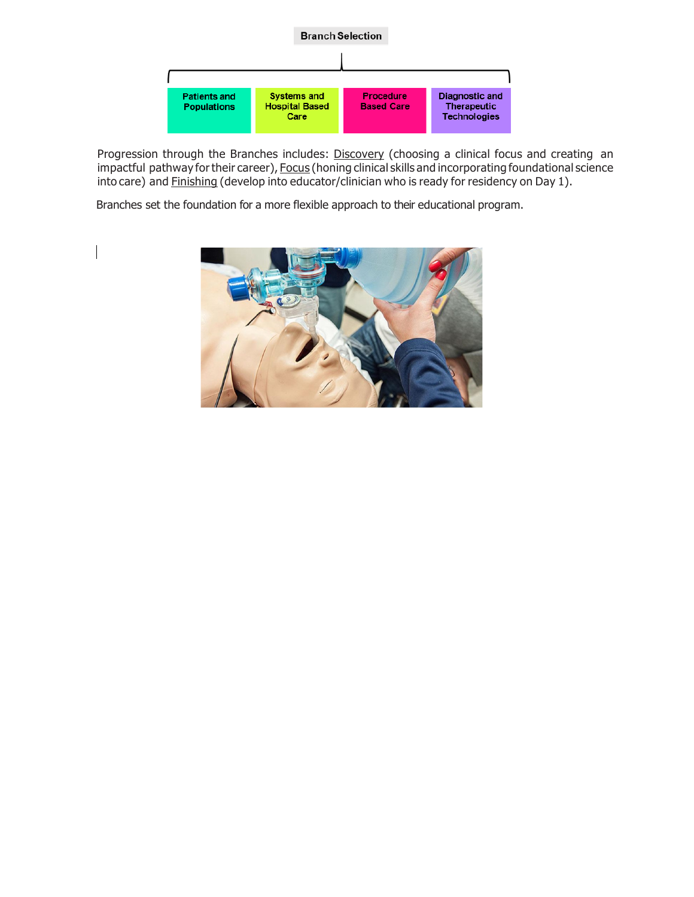Branch Selection

Patients and Populations

Systems and Hospital Based Care

Procedure Based Care

Diagnostic and Therapeutic Technologies

Progression through the Branches includes: Discovery (choosing a clinical focus and creating an impactful pathway for their career), Focus (honing clinical skills and incorporating foundational science into care) and Finishing (develop into educator/clinician who is ready for residency on Day 1).

Branches set the foundation for a more flexible approach to their educational program.